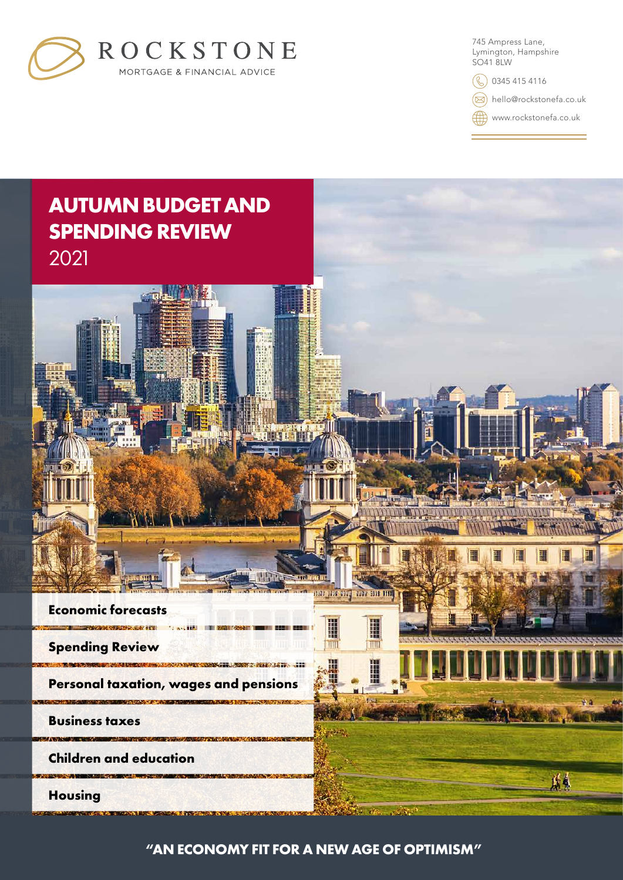ROCKSTONE

MORTGAGE & FINANCIAL ADVICE

745 Ampress Lane,
Lymington, Hampshire
SO41 8LW

0345 415 4116

hello@rockstonefa.co.uk

www.rockstonefa.co.uk

# AUTUMN BUDGET AND SPENDING REVIEW 2021

**Economic forecasts**

**Spending Review**

**Personal taxation, wages and pensions**

**Business taxes**

**Children and education**

**Housing**

**"AN ECONOMY FIT FOR A NEW AGE OF OPTIMISM"**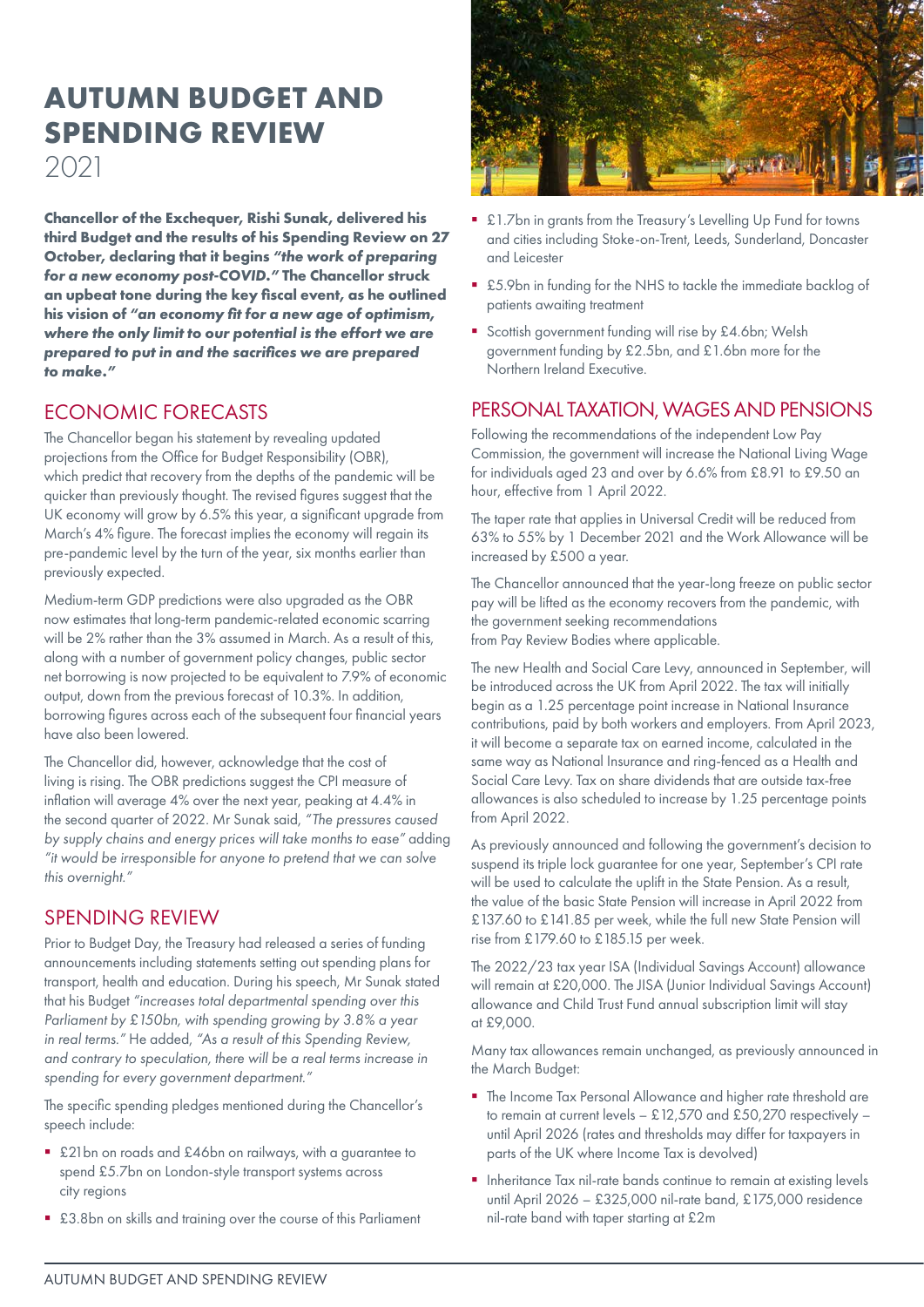# AUTUMN BUDGET AND SPENDING REVIEW

2021

**Chancellor of the Exchequer, Rishi Sunak, delivered his third Budget and the results of his Spending Review on 27 October, declaring that it begins *"the work of preparing for a new economy post-COVID."* The Chancellor struck an upbeat tone during the key fiscal event, as he outlined his vision of *"an economy fit for a new age of optimism, where the only limit to our potential is the effort we are prepared to put in and the sacrifices we are prepared to make."***

## ECONOMIC FORECASTS

The Chancellor began his statement by revealing updated projections from the Office for Budget Responsibility (OBR), which predict that recovery from the depths of the pandemic will be quicker than previously thought. The revised figures suggest that the UK economy will grow by 6.5% this year, a significant upgrade from March's 4% figure. The forecast implies the economy will regain its pre-pandemic level by the turn of the year, six months earlier than previously expected.

Medium-term GDP predictions were also upgraded as the OBR now estimates that long-term pandemic-related economic scarring will be 2% rather than the 3% assumed in March. As a result of this, along with a number of government policy changes, public sector net borrowing is now projected to be equivalent to 7.9% of economic output, down from the previous forecast of 10.3%. In addition, borrowing figures across each of the subsequent four financial years have also been lowered.

The Chancellor did, however, acknowledge that the cost of living is rising. The OBR predictions suggest the CPI measure of inflation will average 4% over the next year, peaking at 4.4% in the second quarter of 2022. Mr Sunak said, *"The pressures caused by supply chains and energy prices will take months to ease"* adding *"it would be irresponsible for anyone to pretend that we can solve this overnight."*

## SPENDING REVIEW

Prior to Budget Day, the Treasury had released a series of funding announcements including statements setting out spending plans for transport, health and education. During his speech, Mr Sunak stated that his Budget *"increases total departmental spending over this Parliament by £150bn, with spending growing by 3.8% a year in real terms."* He added, *"As a result of this Spending Review, and contrary to speculation, there will be a real terms increase in spending for every government department."*

The specific spending pledges mentioned during the Chancellor's speech include:

- £21bn on roads and £46bn on railways, with a guarantee to spend £5.7bn on London-style transport systems across city regions
- £3.8bn on skills and training over the course of this Parliament
- £1.7bn in grants from the Treasury's Levelling Up Fund for towns and cities including Stoke-on-Trent, Leeds, Sunderland, Doncaster and Leicester
- £5.9bn in funding for the NHS to tackle the immediate backlog of patients awaiting treatment
- Scottish government funding will rise by £4.6bn; Welsh government funding by £2.5bn, and £1.6bn more for the Northern Ireland Executive.

## PERSONAL TAXATION, WAGES AND PENSIONS

Following the recommendations of the independent Low Pay Commission, the government will increase the National Living Wage for individuals aged 23 and over by 6.6% from £8.91 to £9.50 an hour, effective from 1 April 2022.

The taper rate that applies in Universal Credit will be reduced from 63% to 55% by 1 December 2021 and the Work Allowance will be increased by £500 a year.

The Chancellor announced that the year-long freeze on public sector pay will be lifted as the economy recovers from the pandemic, with the government seeking recommendations from Pay Review Bodies where applicable.

The new Health and Social Care Levy, announced in September, will be introduced across the UK from April 2022. The tax will initially begin as a 1.25 percentage point increase in National Insurance contributions, paid by both workers and employers. From April 2023, it will become a separate tax on earned income, calculated in the same way as National Insurance and ring-fenced as a Health and Social Care Levy. Tax on share dividends that are outside tax-free allowances is also scheduled to increase by 1.25 percentage points from April 2022.

As previously announced and following the government's decision to suspend its triple lock guarantee for one year, September's CPI rate will be used to calculate the uplift in the State Pension. As a result, the value of the basic State Pension will increase in April 2022 from £137.60 to £141.85 per week, while the full new State Pension will rise from £179.60 to £185.15 per week.

The 2022/23 tax year ISA (Individual Savings Account) allowance will remain at £20,000. The JISA (Junior Individual Savings Account) allowance and Child Trust Fund annual subscription limit will stay at £9,000.

Many tax allowances remain unchanged, as previously announced in the March Budget:

- The Income Tax Personal Allowance and higher rate threshold are to remain at current levels – £12,570 and £50,270 respectively – until April 2026 (rates and thresholds may differ for taxpayers in parts of the UK where Income Tax is devolved)
- Inheritance Tax nil-rate bands continue to remain at existing levels until April 2026 – £325,000 nil-rate band, £175,000 residence nil-rate band with taper starting at £2m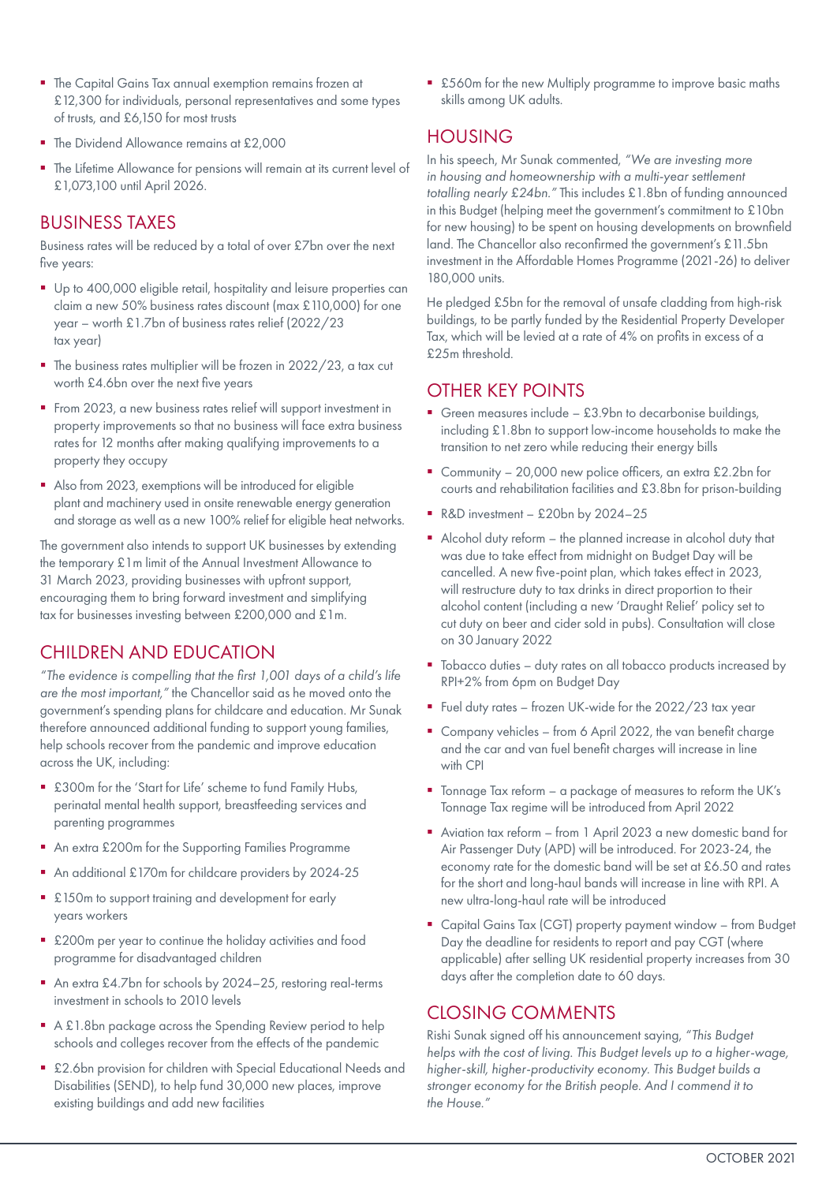- The Capital Gains Tax annual exemption remains frozen at £12,300 for individuals, personal representatives and some types of trusts, and £6,150 for most trusts
- The Dividend Allowance remains at £2,000
- The Lifetime Allowance for pensions will remain at its current level of £1,073,100 until April 2026.

## BUSINESS TAXES

Business rates will be reduced by a total of over £7bn over the next five years:

- Up to 400,000 eligible retail, hospitality and leisure properties can claim a new 50% business rates discount (max £110,000) for one year – worth £1.7bn of business rates relief (2022/23 tax year)
- The business rates multiplier will be frozen in 2022/23, a tax cut worth £4.6bn over the next five years
- From 2023, a new business rates relief will support investment in property improvements so that no business will face extra business rates for 12 months after making qualifying improvements to a property they occupy
- Also from 2023, exemptions will be introduced for eligible plant and machinery used in onsite renewable energy generation and storage as well as a new 100% relief for eligible heat networks.

The government also intends to support UK businesses by extending the temporary £1m limit of the Annual Investment Allowance to 31 March 2023, providing businesses with upfront support, encouraging them to bring forward investment and simplifying tax for businesses investing between £200,000 and £1m.

## CHILDREN AND EDUCATION

*"The evidence is compelling that the first 1,001 days of a child's life are the most important,"* the Chancellor said as he moved onto the government's spending plans for childcare and education. Mr Sunak therefore announced additional funding to support young families, help schools recover from the pandemic and improve education across the UK, including:

- £300m for the 'Start for Life' scheme to fund Family Hubs, perinatal mental health support, breastfeeding services and parenting programmes
- An extra £200m for the Supporting Families Programme
- An additional £170m for childcare providers by 2024-25
- £150m to support training and development for early years workers
- £200m per year to continue the holiday activities and food programme for disadvantaged children
- An extra £4.7bn for schools by 2024–25, restoring real-terms investment in schools to 2010 levels
- A £1.8bn package across the Spending Review period to help schools and colleges recover from the effects of the pandemic
- £2.6bn provision for children with Special Educational Needs and Disabilities (SEND), to help fund 30,000 new places, improve existing buildings and add new facilities
- £560m for the new Multiply programme to improve basic maths skills among UK adults.

## HOUSING

In his speech, Mr Sunak commented, *"We are investing more in housing and homeownership with a multi-year settlement totalling nearly £24bn."* This includes £1.8bn of funding announced in this Budget (helping meet the government's commitment to £10bn for new housing) to be spent on housing developments on brownfield land. The Chancellor also reconfirmed the government's £11.5bn investment in the Affordable Homes Programme (2021-26) to deliver 180,000 units.

He pledged £5bn for the removal of unsafe cladding from high-risk buildings, to be partly funded by the Residential Property Developer Tax, which will be levied at a rate of 4% on profits in excess of a £25m threshold.

## OTHER KEY POINTS

- Green measures include – £3.9bn to decarbonise buildings, including £1.8bn to support low-income households to make the transition to net zero while reducing their energy bills
- Community – 20,000 new police officers, an extra £2.2bn for courts and rehabilitation facilities and £3.8bn for prison-building
- R&D investment – £20bn by 2024–25
- Alcohol duty reform – the planned increase in alcohol duty that was due to take effect from midnight on Budget Day will be cancelled. A new five-point plan, which takes effect in 2023, will restructure duty to tax drinks in direct proportion to their alcohol content (including a new 'Draught Relief' policy set to cut duty on beer and cider sold in pubs). Consultation will close on 30 January 2022
- Tobacco duties – duty rates on all tobacco products increased by RPI+2% from 6pm on Budget Day
- Fuel duty rates – frozen UK-wide for the 2022/23 tax year
- Company vehicles – from 6 April 2022, the van benefit charge and the car and van fuel benefit charges will increase in line with CPI
- Tonnage Tax reform – a package of measures to reform the UK's Tonnage Tax regime will be introduced from April 2022
- Aviation tax reform – from 1 April 2023 a new domestic band for Air Passenger Duty (APD) will be introduced. For 2023-24, the economy rate for the domestic band will be set at £6.50 and rates for the short and long-haul bands will increase in line with RPI. A new ultra-long-haul rate will be introduced
- Capital Gains Tax (CGT) property payment window – from Budget Day the deadline for residents to report and pay CGT (where applicable) after selling UK residential property increases from 30 days after the completion date to 60 days.

## CLOSING COMMENTS

Rishi Sunak signed off his announcement saying, *"This Budget helps with the cost of living. This Budget levels up to a higher-wage, higher-skill, higher-productivity economy. This Budget builds a stronger economy for the British people. And I commend it to the House."*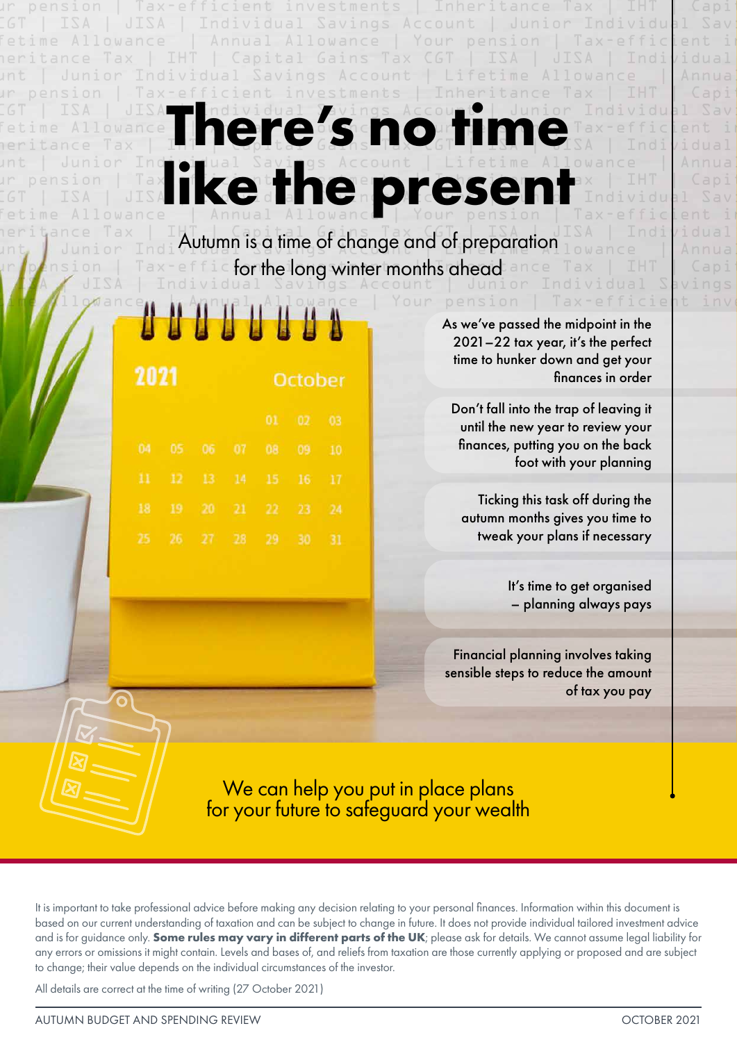# There's no time like the present

Autumn is a time of change and of preparation for the long winter months ahead

As we've passed the midpoint in the 2021–22 tax year, it's the perfect time to hunker down and get your finances in order

Don't fall into the trap of leaving it until the new year to review your finances, putting you on the back foot with your planning

Ticking this task off during the autumn months gives you time to tweak your plans if necessary

It's time to get organised – planning always pays

Financial planning involves taking sensible steps to reduce the amount of tax you pay

We can help you put in place plans for your future to safeguard your wealth

It is important to take professional advice before making any decision relating to your personal finances. Information within this document is based on our current understanding of taxation and can be subject to change in future. It does not provide individual tailored investment advice and is for guidance only. **Some rules may vary in different parts of the UK**; please ask for details. We cannot assume legal liability for any errors or omissions it might contain. Levels and bases of, and reliefs from taxation are those currently applying or proposed and are subject to change; their value depends on the individual circumstances of the investor.

All details are correct at the time of writing (27 October 2021)